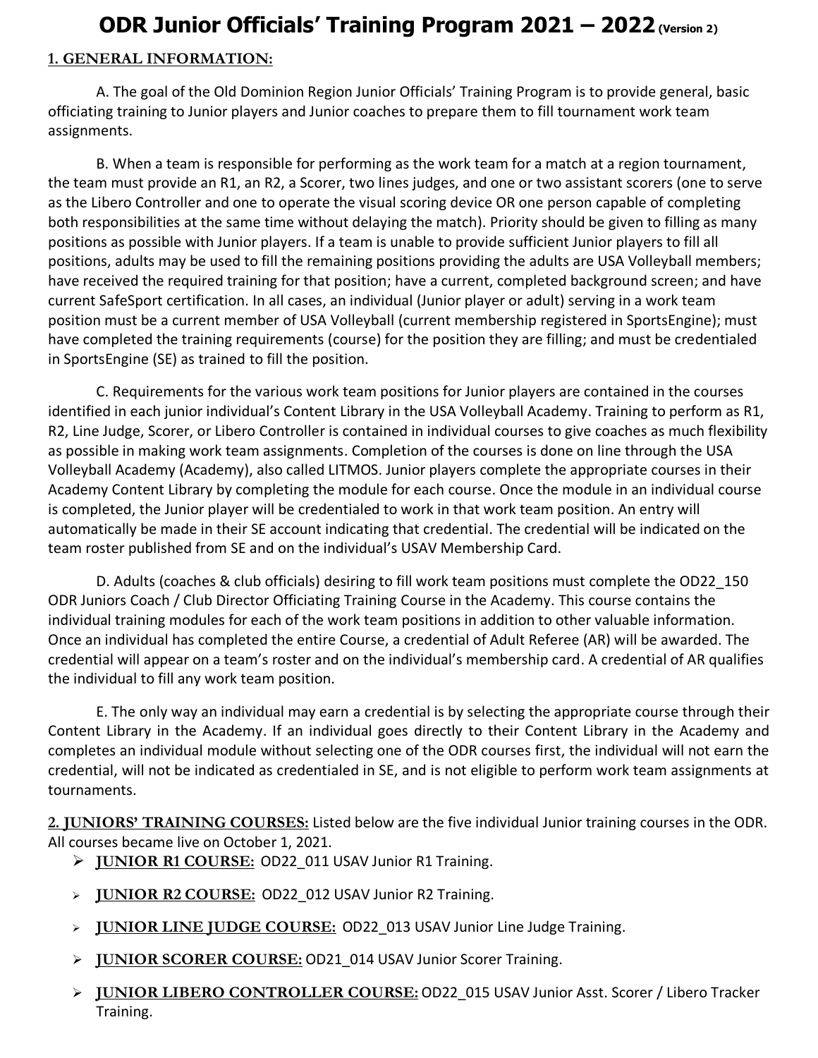# ODR Junior Officials' Training Program 2021 – 2022 (Version 2)

## 1. GENERAL INFORMATION:

A. The goal of the Old Dominion Region Junior Officials' Training Program is to provide general, basic officiating training to Junior players and Junior coaches to prepare them to fill tournament work team assignments.

B. When a team is responsible for performing as the work team for a match at a region tournament, the team must provide an R1, an R2, a Scorer, two lines judges, and one or two assistant scorers (one to serve as the Libero Controller and one to operate the visual scoring device OR one person capable of completing both responsibilities at the same time without delaying the match). Priority should be given to filling as many positions as possible with Junior players. If a team is unable to provide sufficient Junior players to fill all positions, adults may be used to fill the remaining positions providing the adults are USA Volleyball members; have received the required training for that position; have a current, completed background screen; and have current SafeSport certification. In all cases, an individual (Junior player or adult) serving in a work team position must be a current member of USA Volleyball (current membership registered in SportsEngine); must have completed the training requirements (course) for the position they are filling; and must be credentialed in SportsEngine (SE) as trained to fill the position.

C. Requirements for the various work team positions for Junior players are contained in the courses identified in each junior individual's Content Library in the USA Volleyball Academy. Training to perform as R1, R2, Line Judge, Scorer, or Libero Controller is contained in individual courses to give coaches as much flexibility as possible in making work team assignments. Completion of the courses is done on line through the USA Volleyball Academy (Academy), also called LITMOS. Junior players complete the appropriate courses in their Academy Content Library by completing the module for each course. Once the module in an individual course is completed, the Junior player will be credentialed to work in that work team position. An entry will automatically be made in their SE account indicating that credential. The credential will be indicated on the team roster published from SE and on the individual's USAV Membership Card.

D. Adults (coaches & club officials) desiring to fill work team positions must complete the OD22_150 ODR Juniors Coach / Club Director Officiating Training Course in the Academy. This course contains the individual training modules for each of the work team positions in addition to other valuable information. Once an individual has completed the entire Course, a credential of Adult Referee (AR) will be awarded. The credential will appear on a team's roster and on the individual's membership card. A credential of AR qualifies the individual to fill any work team position.

E. The only way an individual may earn a credential is by selecting the appropriate course through their Content Library in the Academy. If an individual goes directly to their Content Library in the Academy and completes an individual module without selecting one of the ODR courses first, the individual will not earn the credential, will not be indicated as credentialed in SE, and is not eligible to perform work team assignments at tournaments.

**2. JUNIORS' TRAINING COURSES:** Listed below are the five individual Junior training courses in the ODR. All courses became live on October 1, 2021.

- **JUNIOR R1 COURSE:** OD22_011 USAV Junior R1 Training.
- **JUNIOR R2 COURSE:** OD22_012 USAV Junior R2 Training.
- **JUNIOR LINE JUDGE COURSE:** OD22_013 USAV Junior Line Judge Training.
- **JUNIOR SCORER COURSE:** OD21_014 USAV Junior Scorer Training.
- **JUNIOR LIBERO CONTROLLER COURSE:** OD22_015 USAV Junior Asst. Scorer / Libero Tracker Training.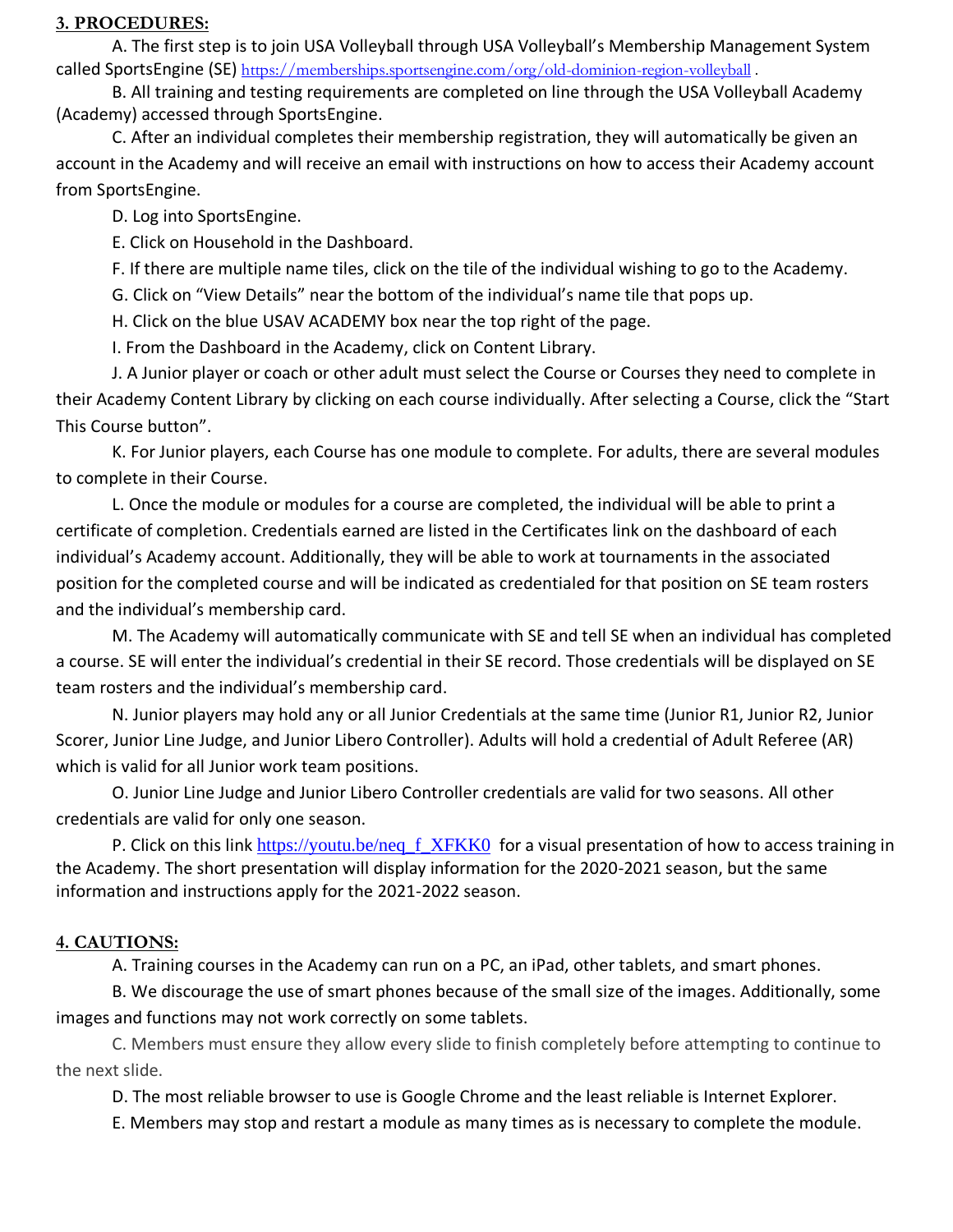## 3. PROCEDURES:

A. The first step is to join USA Volleyball through USA Volleyball's Membership Management System called SportsEngine (SE) https://memberships.sportsengine.com/org/old-dominion-region-volleyball .

B. All training and testing requirements are completed on line through the USA Volleyball Academy (Academy) accessed through SportsEngine.

C. After an individual completes their membership registration, they will automatically be given an account in the Academy and will receive an email with instructions on how to access their Academy account from SportsEngine.

D. Log into SportsEngine.

E. Click on Household in the Dashboard.

F. If there are multiple name tiles, click on the tile of the individual wishing to go to the Academy.

G. Click on "View Details" near the bottom of the individual's name tile that pops up.

H. Click on the blue USAV ACADEMY box near the top right of the page.

I. From the Dashboard in the Academy, click on Content Library.

J. A Junior player or coach or other adult must select the Course or Courses they need to complete in their Academy Content Library by clicking on each course individually. After selecting a Course, click the "Start This Course button".

K. For Junior players, each Course has one module to complete. For adults, there are several modules to complete in their Course.

L. Once the module or modules for a course are completed, the individual will be able to print a certificate of completion. Credentials earned are listed in the Certificates link on the dashboard of each individual's Academy account. Additionally, they will be able to work at tournaments in the associated position for the completed course and will be indicated as credentialed for that position on SE team rosters and the individual's membership card.

M. The Academy will automatically communicate with SE and tell SE when an individual has completed a course. SE will enter the individual's credential in their SE record. Those credentials will be displayed on SE team rosters and the individual's membership card.

N. Junior players may hold any or all Junior Credentials at the same time (Junior R1, Junior R2, Junior Scorer, Junior Line Judge, and Junior Libero Controller). Adults will hold a credential of Adult Referee (AR) which is valid for all Junior work team positions.

O. Junior Line Judge and Junior Libero Controller credentials are valid for two seasons. All other credentials are valid for only one season.

P. Click on this link https://youtu.be/neq_f_XFKK0 for a visual presentation of how to access training in the Academy. The short presentation will display information for the 2020-2021 season, but the same information and instructions apply for the 2021-2022 season.

## 4. CAUTIONS:

A. Training courses in the Academy can run on a PC, an iPad, other tablets, and smart phones.

B. We discourage the use of smart phones because of the small size of the images. Additionally, some images and functions may not work correctly on some tablets.

C. Members must ensure they allow every slide to finish completely before attempting to continue to the next slide.

D. The most reliable browser to use is Google Chrome and the least reliable is Internet Explorer.

E. Members may stop and restart a module as many times as is necessary to complete the module.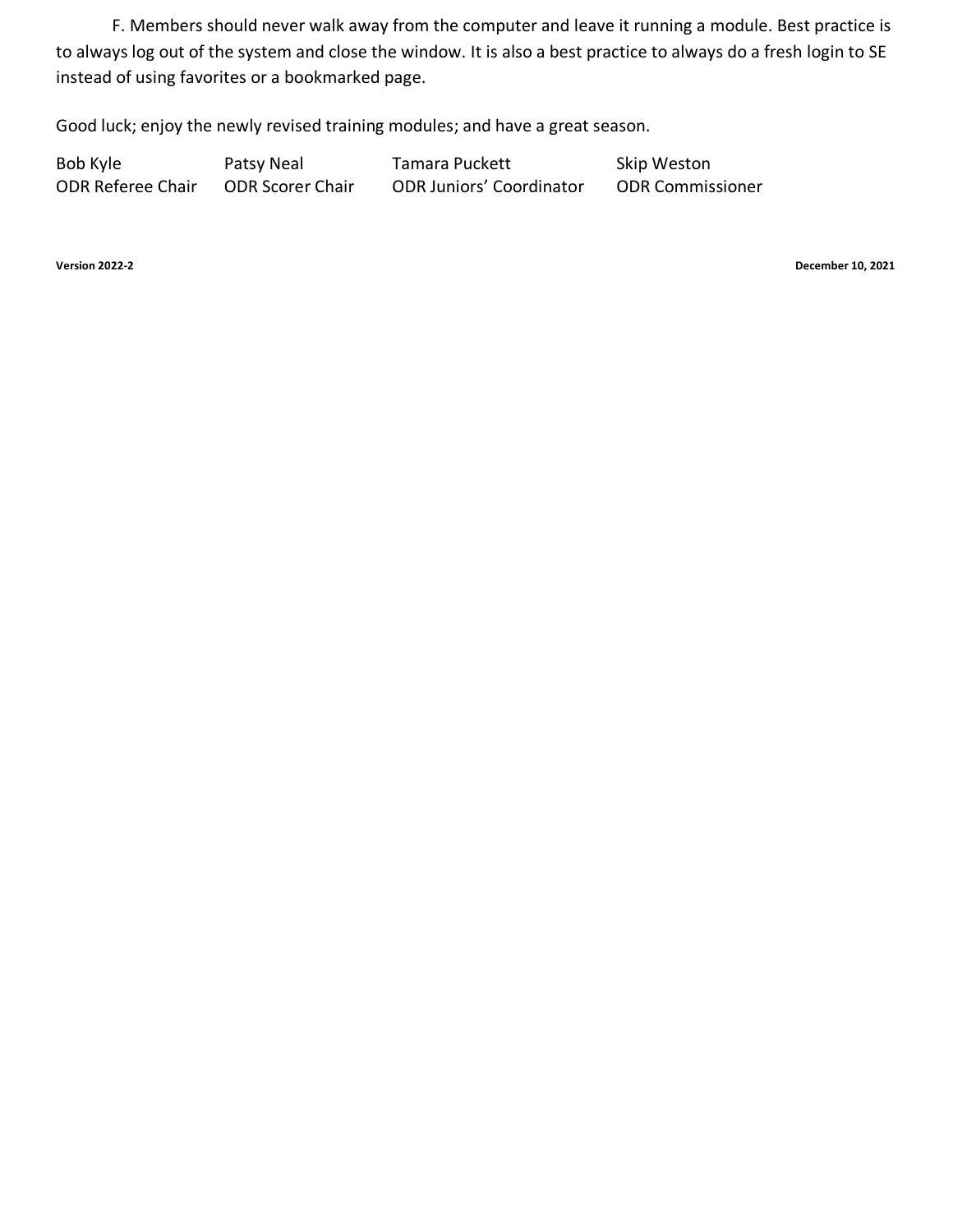F. Members should never walk away from the computer and leave it running a module. Best practice is to always log out of the system and close the window. It is also a best practice to always do a fresh login to SE instead of using favorites or a bookmarked page.

Good luck; enjoy the newly revised training modules; and have a great season.

| | | | |
|---|---|---|---|
| Bob Kyle | Patsy Neal | Tamara Puckett | Skip Weston |
| ODR Referee Chair | ODR Scorer Chair | ODR Juniors' Coordinator | ODR Commissioner |

**Version 2022-2** **December 10, 2021**